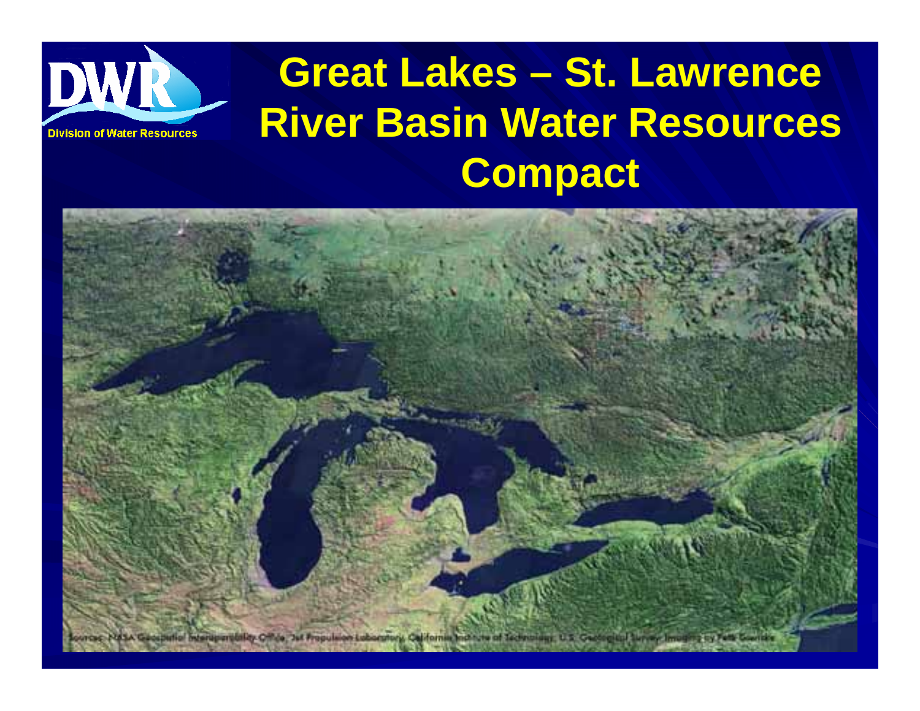Division of Water Resources

# Great Lakes – St. Lawrence River Basin Water Resources Compact

Sources: NASA Geospatial Interoperability Office, Jet Propulsion Laboratory, California Institute of Technology, U.S. Geological Survey. Imagery by Felix Soeriadi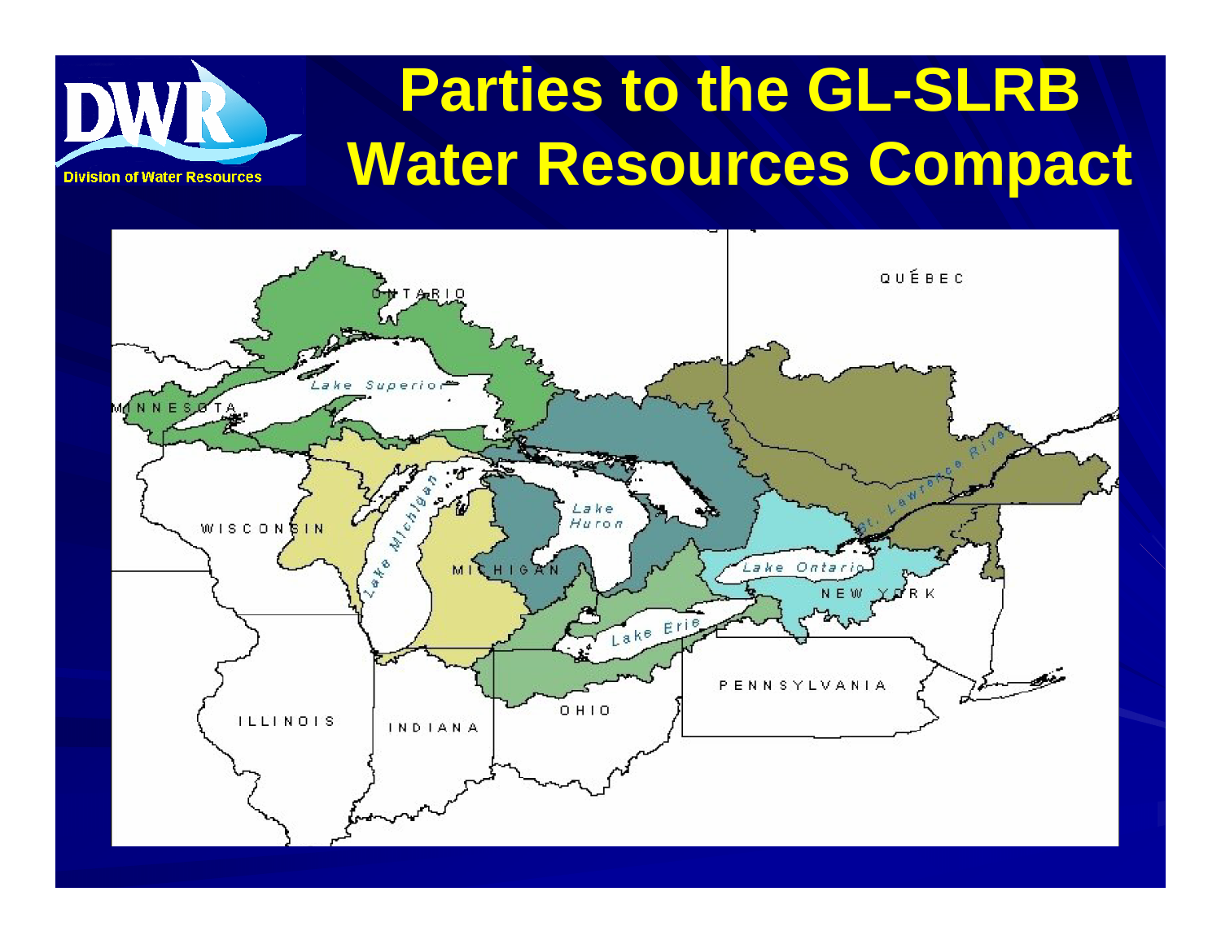# Parties to the GL-SLRB Water Resources Compact

Division of Water Resources

ONTARIO

QUÉBEC

Lake Superior

MINNESOTA

St. Lawrence River

WISCONSIN

Lake Michigan

Lake Huron

MICHIGAN

Lake Ontario

NEW YORK

Lake Erie

PENNSYLVANIA

OHIO

ILLINOIS

INDIANA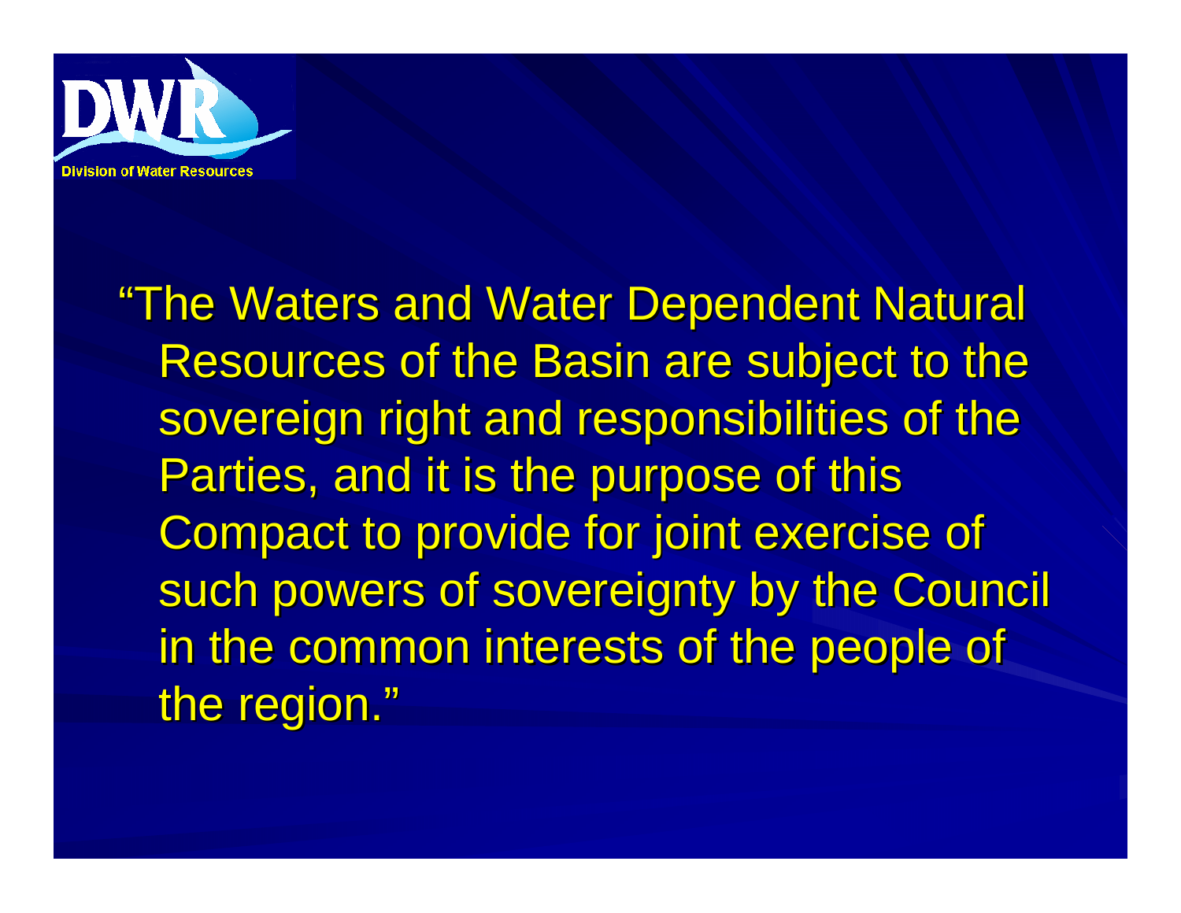Division of Water Resources

"The Waters and Water Dependent Natural Resources of the Basin are subject to the sovereign right and responsibilities of the Parties, and it is the purpose of this Compact to provide for joint exercise of such powers of sovereignty by the Council in the common interests of the people of the region."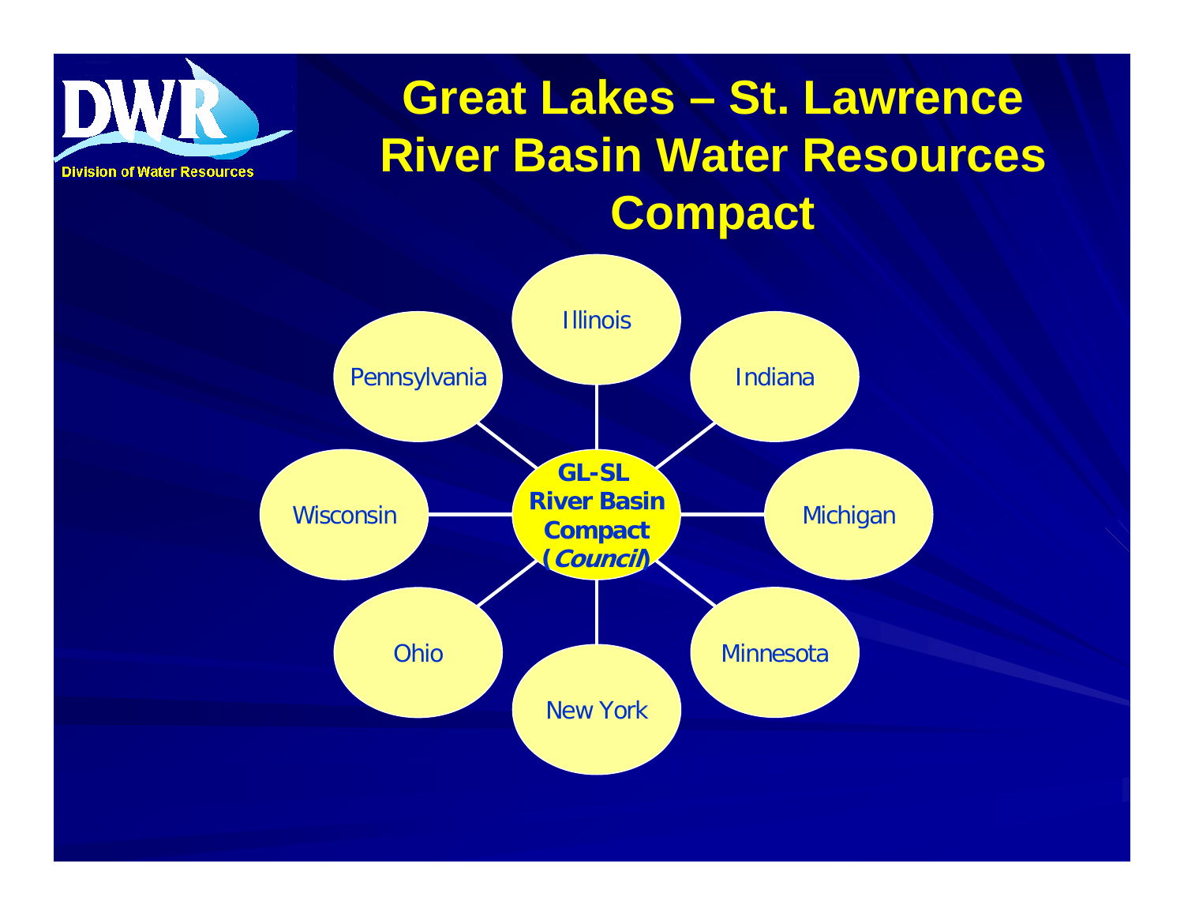# Great Lakes – St. Lawrence River Basin Water Resources Compact

**GL-SL River Basin Compact (*Council*)**

- Illinois
- Indiana
- Michigan
- Minnesota
- New York
- Ohio
- Wisconsin
- Pennsylvania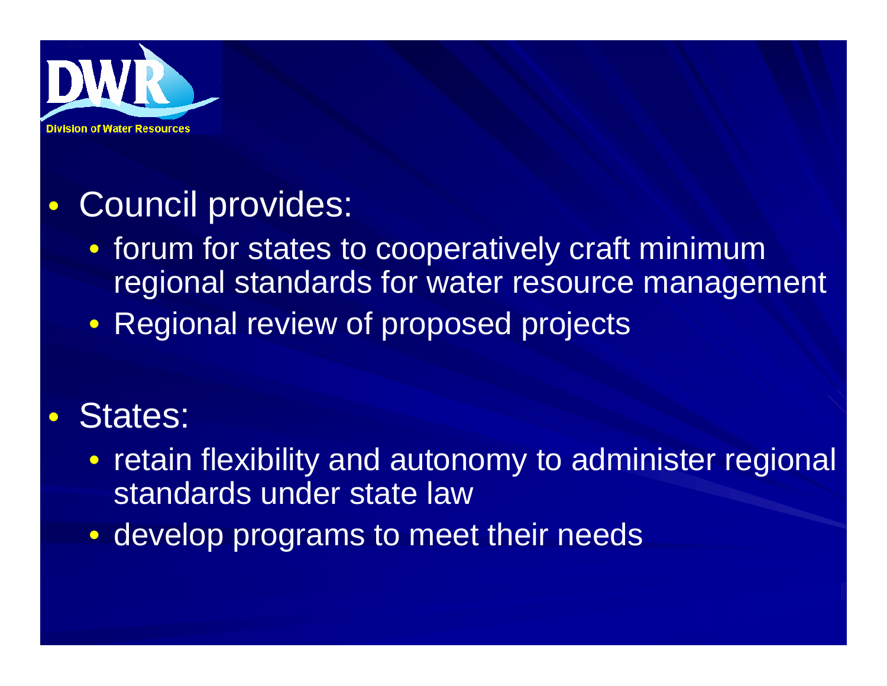- Council provides:
  - forum for states to cooperatively craft minimum regional standards for water resource management
  - Regional review of proposed projects
- States:
  - retain flexibility and autonomy to administer regional standards under state law
  - develop programs to meet their needs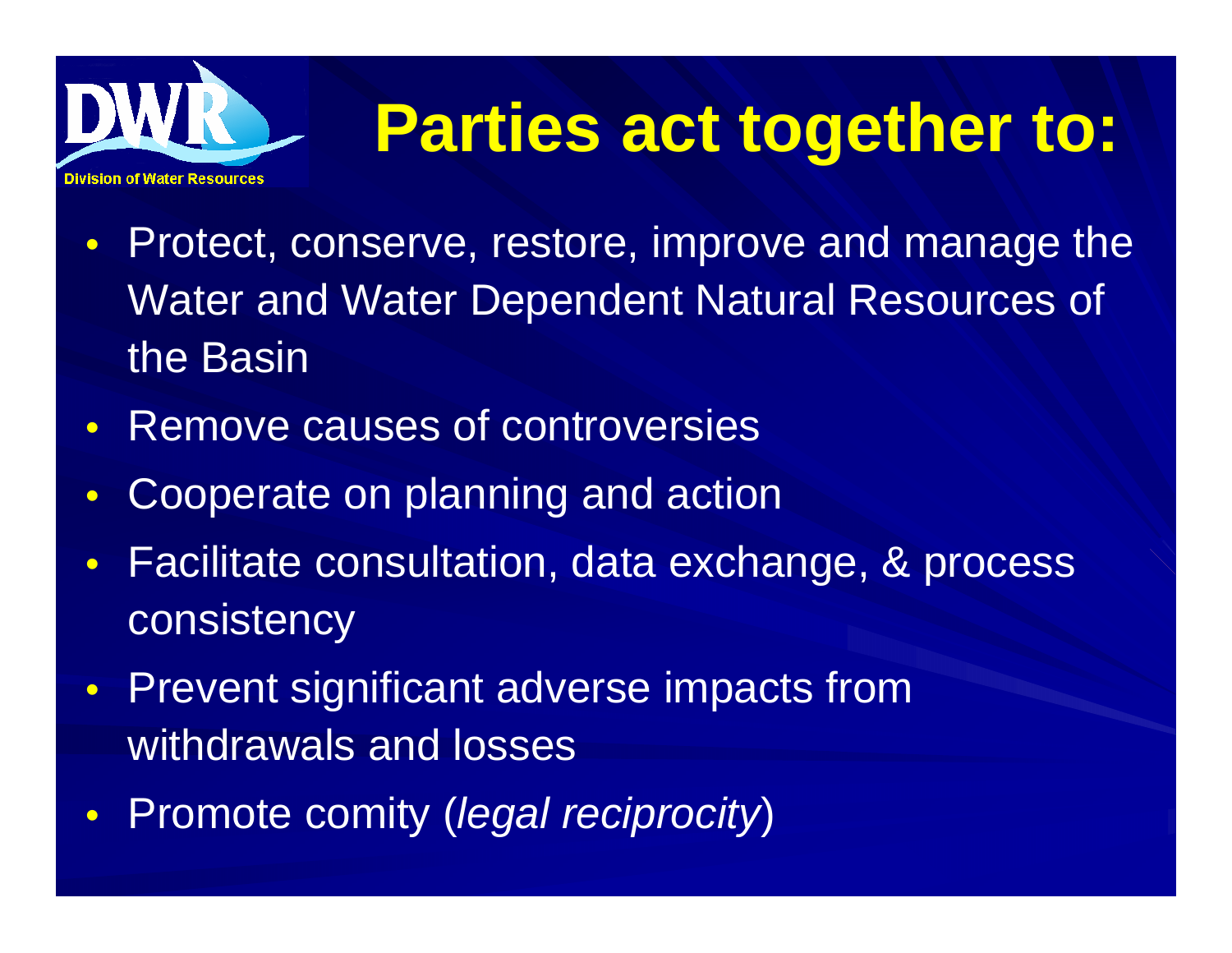# Parties act together to:

- Protect, conserve, restore, improve and manage the Water and Water Dependent Natural Resources of the Basin
- Remove causes of controversies
- Cooperate on planning and action
- Facilitate consultation, data exchange, & process consistency
- Prevent significant adverse impacts from withdrawals and losses
- Promote comity (*legal reciprocity*)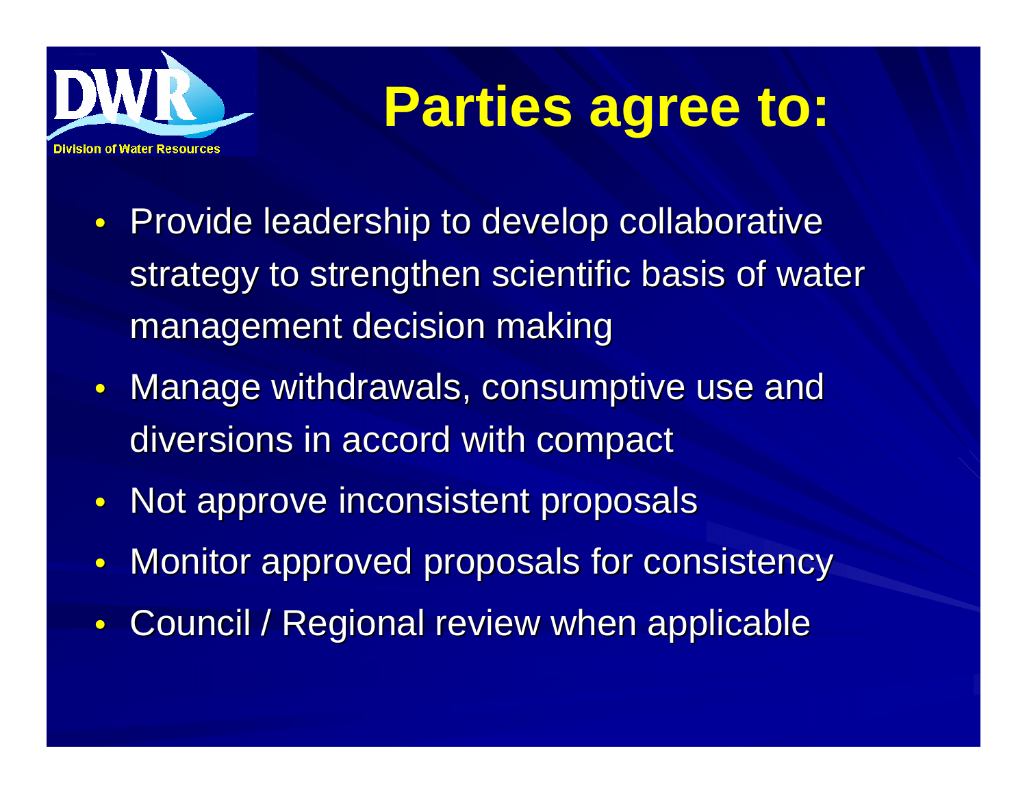# Parties agree to:

- Provide leadership to develop collaborative strategy to strengthen scientific basis of water management decision making
- Manage withdrawals, consumptive use and diversions in accord with compact
- Not approve inconsistent proposals
- Monitor approved proposals for consistency
- Council / Regional review when applicable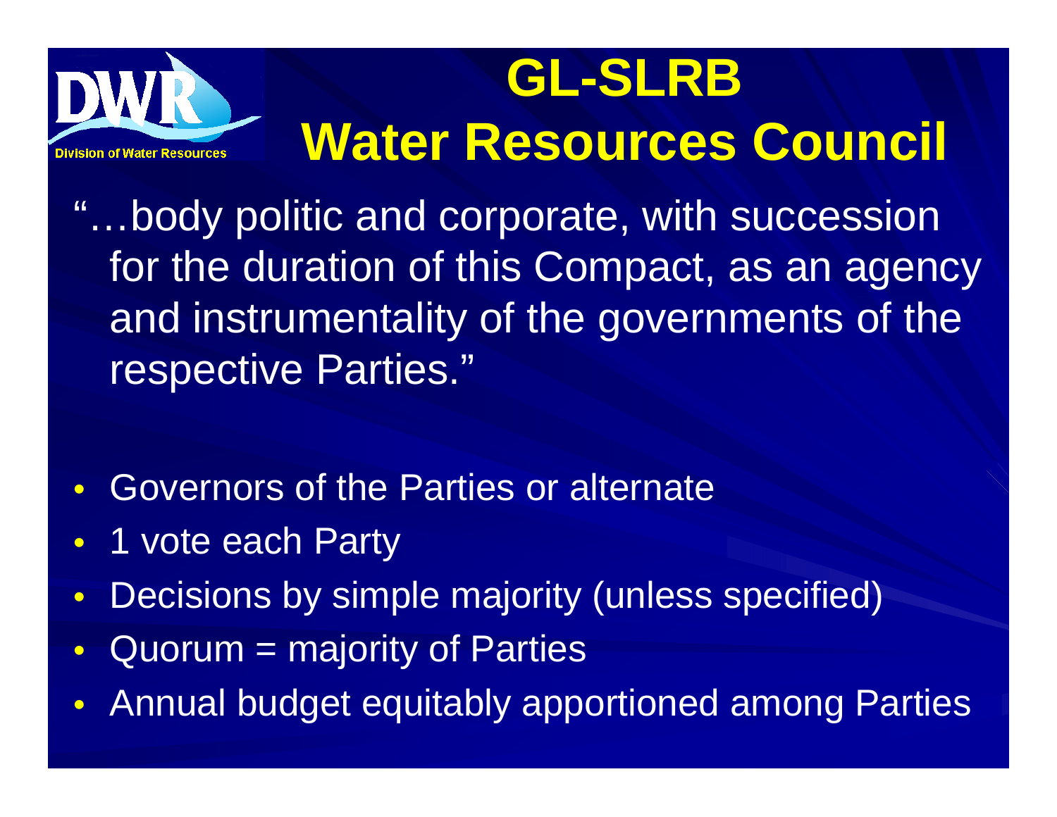# GL-SLRB Water Resources Council

"…body politic and corporate, with succession for the duration of this Compact, as an agency and instrumentality of the governments of the respective Parties."

- Governors of the Parties or alternate
- 1 vote each Party
- Decisions by simple majority (unless specified)
- Quorum = majority of Parties
- Annual budget equitably apportioned among Parties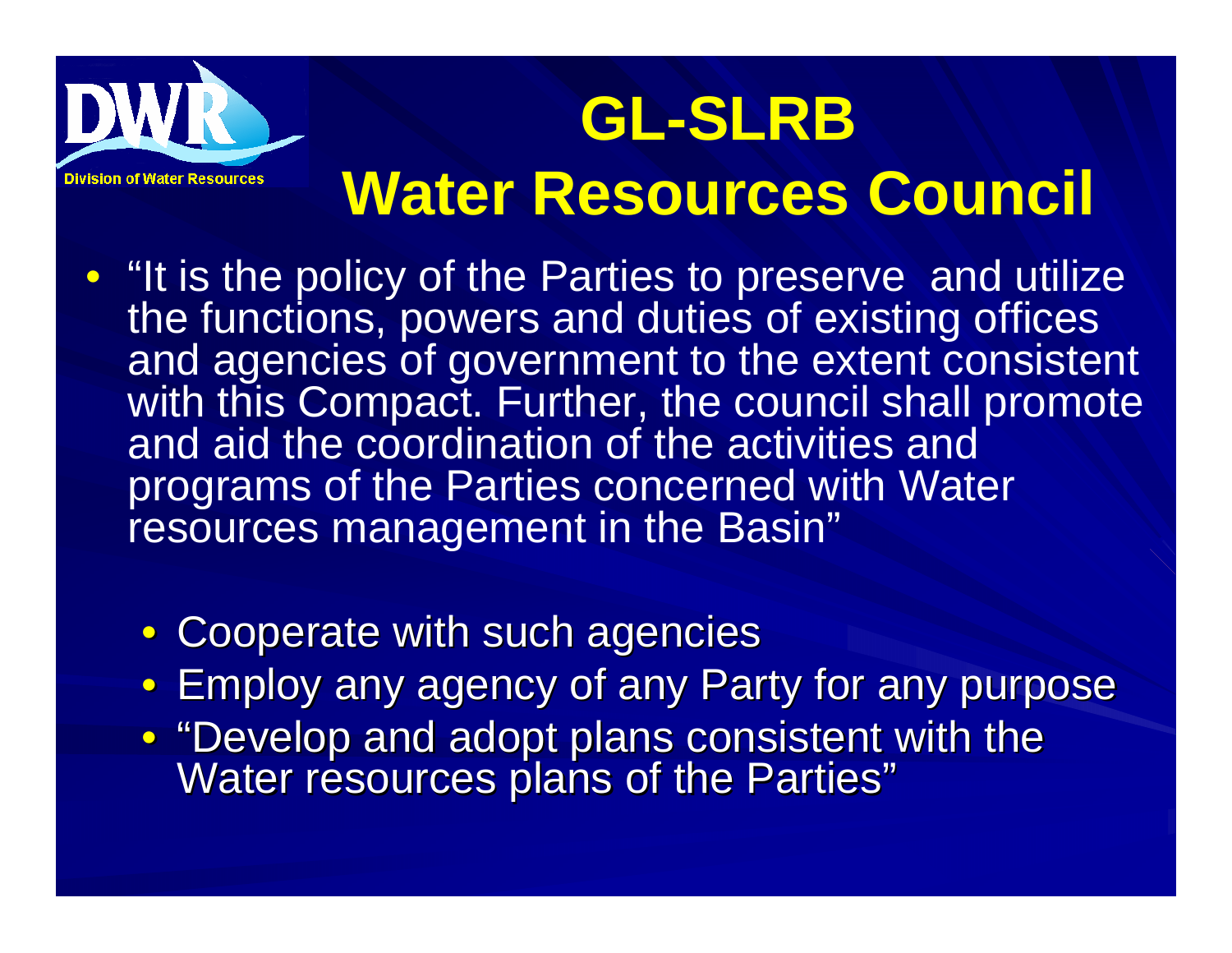Division of Water Resources

# GL-SLRB
# Water Resources Council

- "It is the policy of the Parties to preserve and utilize the functions, powers and duties of existing offices and agencies of government to the extent consistent with this Compact. Further, the council shall promote and aid the coordination of the activities and programs of the Parties concerned with Water resources management in the Basin"
  - Cooperate with such agencies
  - Employ any agency of any Party for any purpose
  - "Develop and adopt plans consistent with the Water resources plans of the Parties"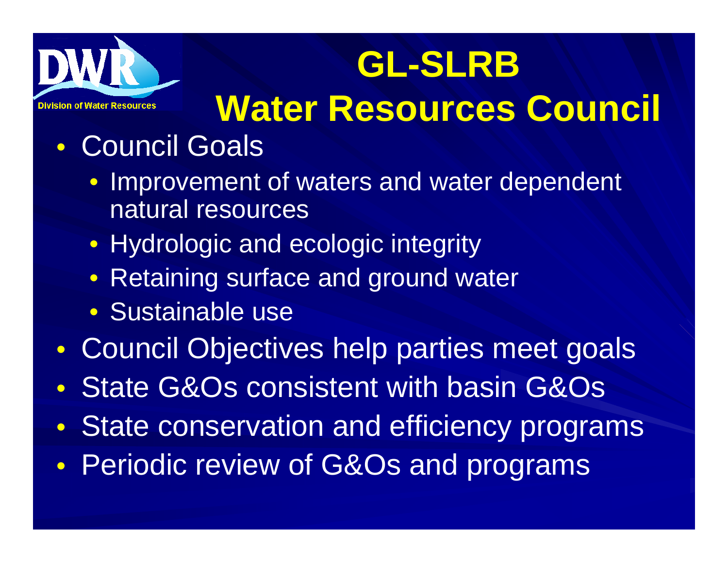Division of Water Resources

# GL-SLRB Water Resources Council

- Council Goals
  - Improvement of waters and water dependent natural resources
  - Hydrologic and ecologic integrity
  - Retaining surface and ground water
  - Sustainable use
- Council Objectives help parties meet goals
- State G&Os consistent with basin G&Os
- State conservation and efficiency programs
- Periodic review of G&Os and programs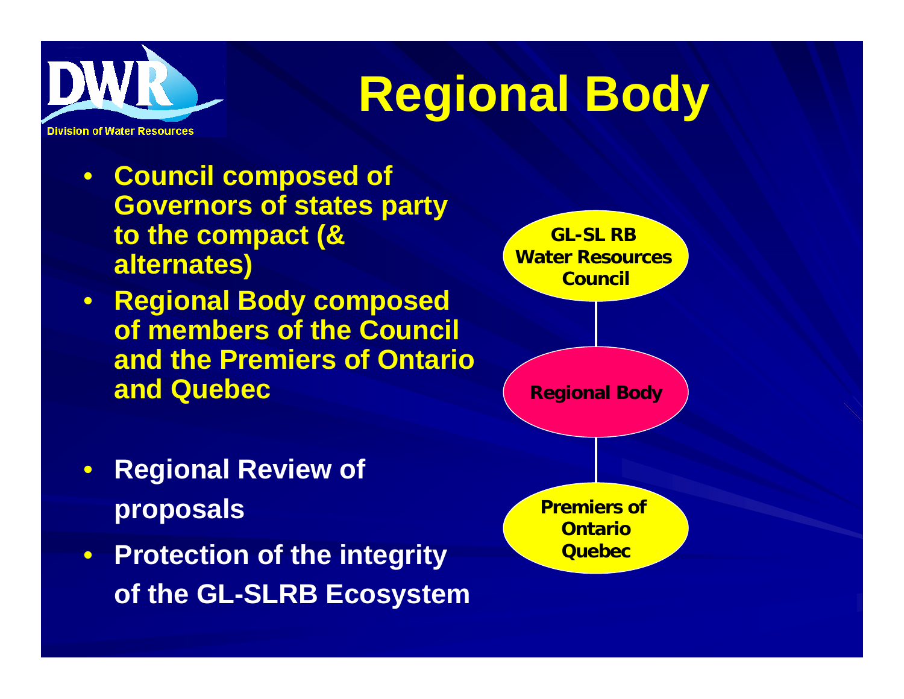Division of Water Resources

# Regional Body

- **Council composed of Governors of states party to the compact (& alternates)**
- **Regional Body composed of members of the Council and the Premiers of Ontario and Quebec**
- **Regional Review of proposals**
- **Protection of the integrity of the GL-SLRB Ecosystem**

GL-SL RB Water Resources Council

Regional Body

Premiers of Ontario Quebec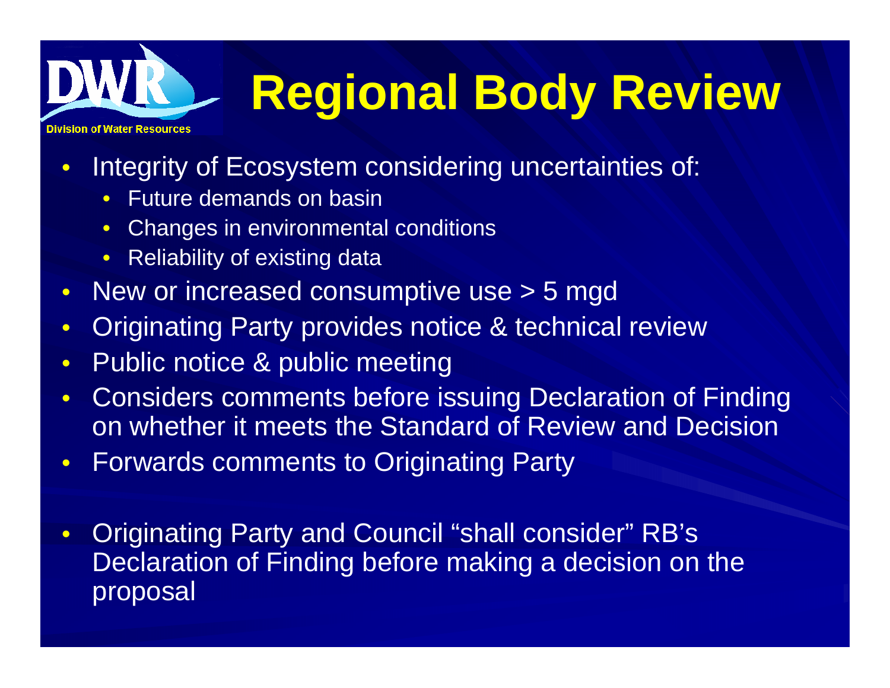# Regional Body Review

- Integrity of Ecosystem considering uncertainties of:
  - Future demands on basin
  - Changes in environmental conditions
  - Reliability of existing data
- New or increased consumptive use > 5 mgd
- Originating Party provides notice & technical review
- Public notice & public meeting
- Considers comments before issuing Declaration of Finding on whether it meets the Standard of Review and Decision
- Forwards comments to Originating Party
- Originating Party and Council "shall consider" RB's Declaration of Finding before making a decision on the proposal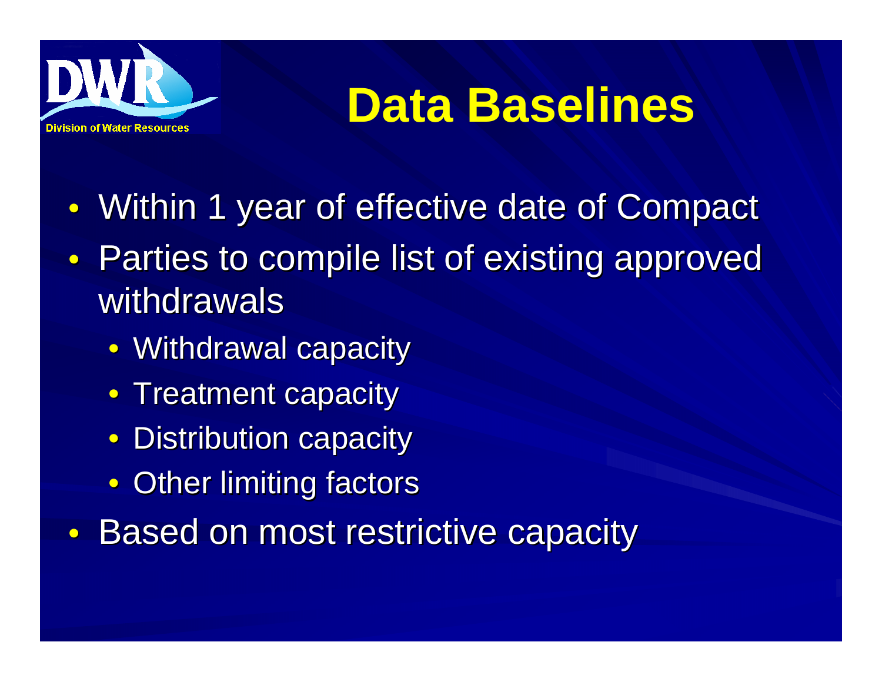# Data Baselines

- Within 1 year of effective date of Compact
- Parties to compile list of existing approved withdrawals
  - Withdrawal capacity
  - Treatment capacity
  - Distribution capacity
  - Other limiting factors
- Based on most restrictive capacity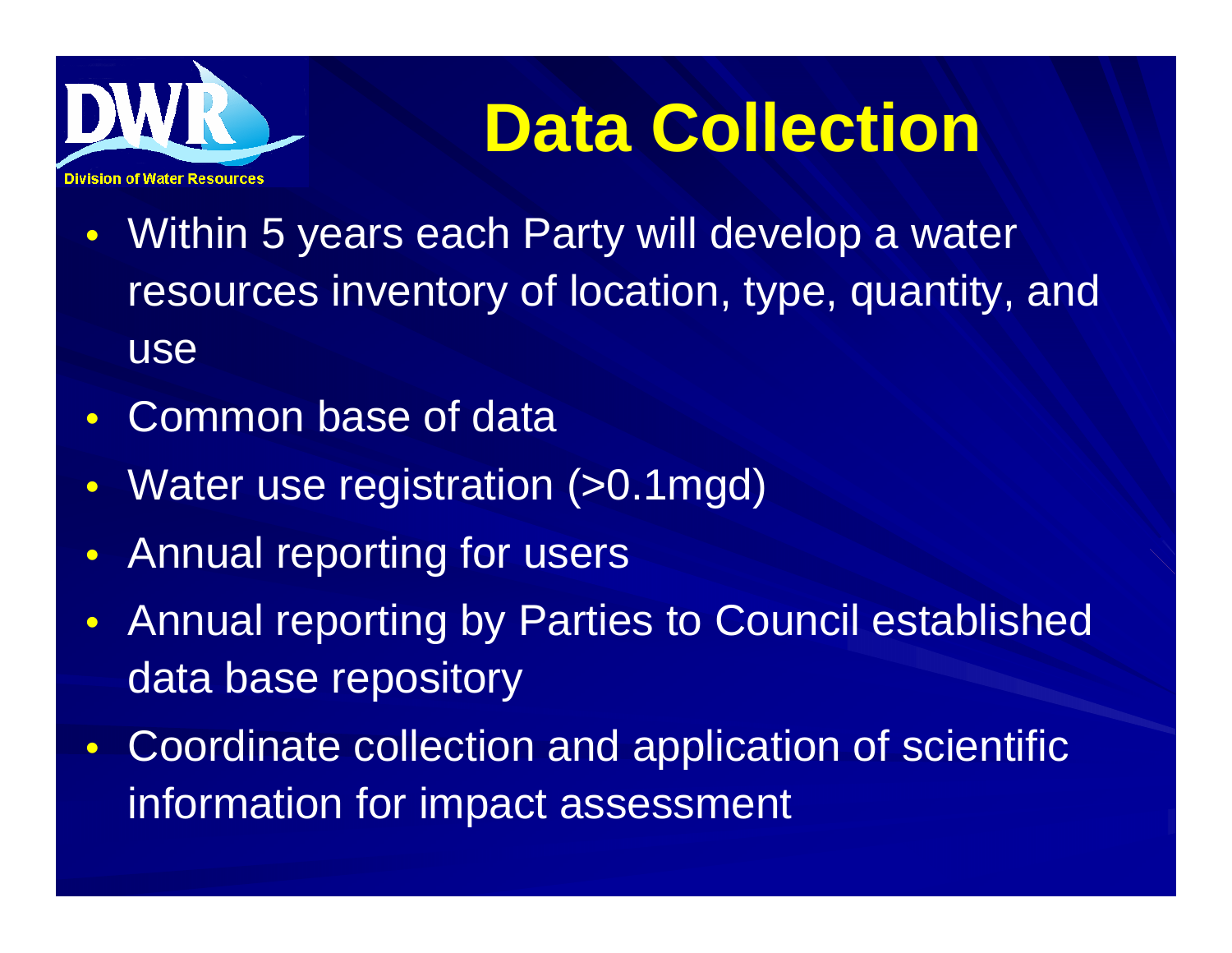# Data Collection

- Within 5 years each Party will develop a water resources inventory of location, type, quantity, and use
- Common base of data
- Water use registration (>0.1mgd)
- Annual reporting for users
- Annual reporting by Parties to Council established data base repository
- Coordinate collection and application of scientific information for impact assessment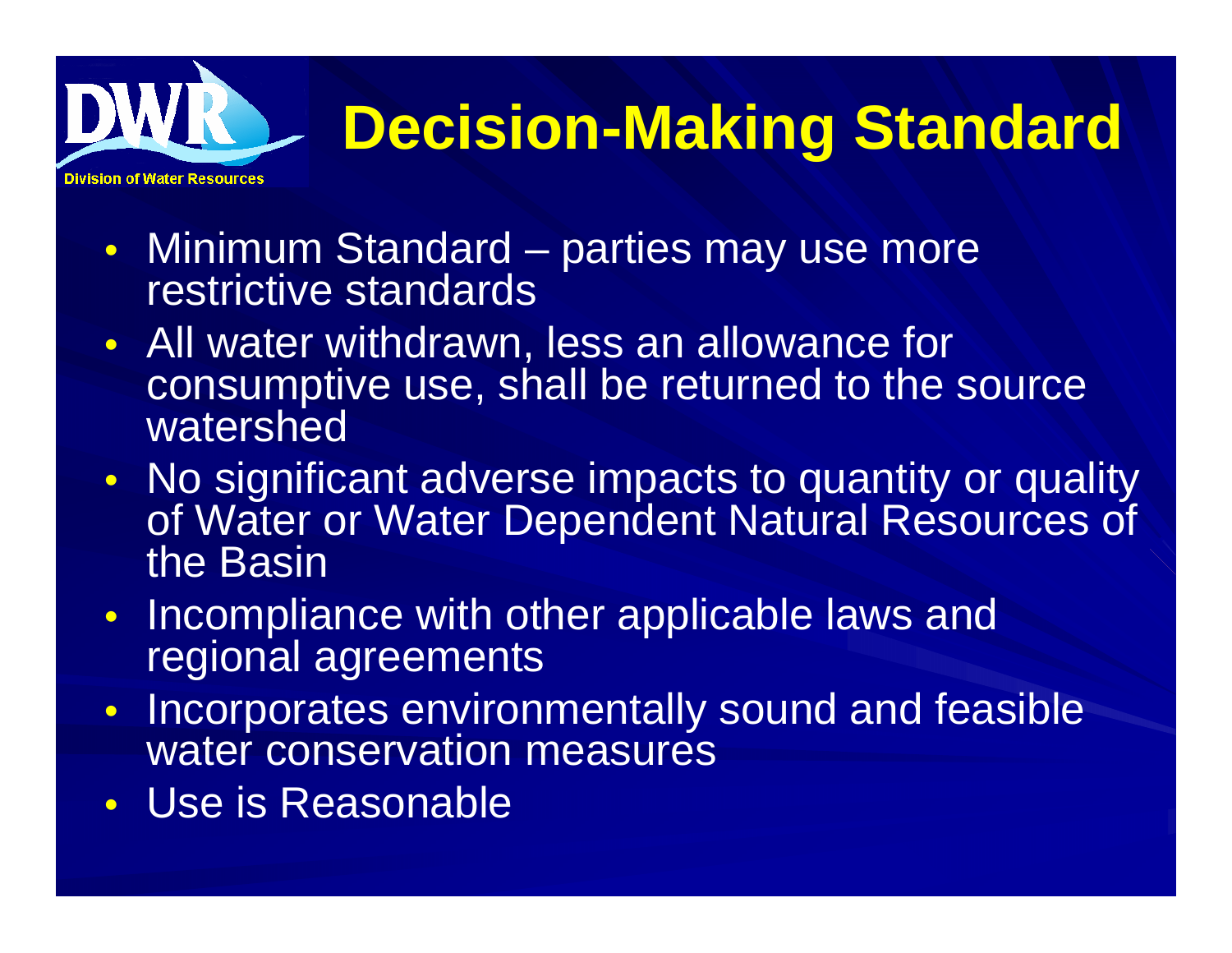# Decision-Making Standard

- Minimum Standard – parties may use more restrictive standards
- All water withdrawn, less an allowance for consumptive use, shall be returned to the source watershed
- No significant adverse impacts to quantity or quality of Water or Water Dependent Natural Resources of the Basin
- Incompliance with other applicable laws and regional agreements
- Incorporates environmentally sound and feasible water conservation measures
- Use is Reasonable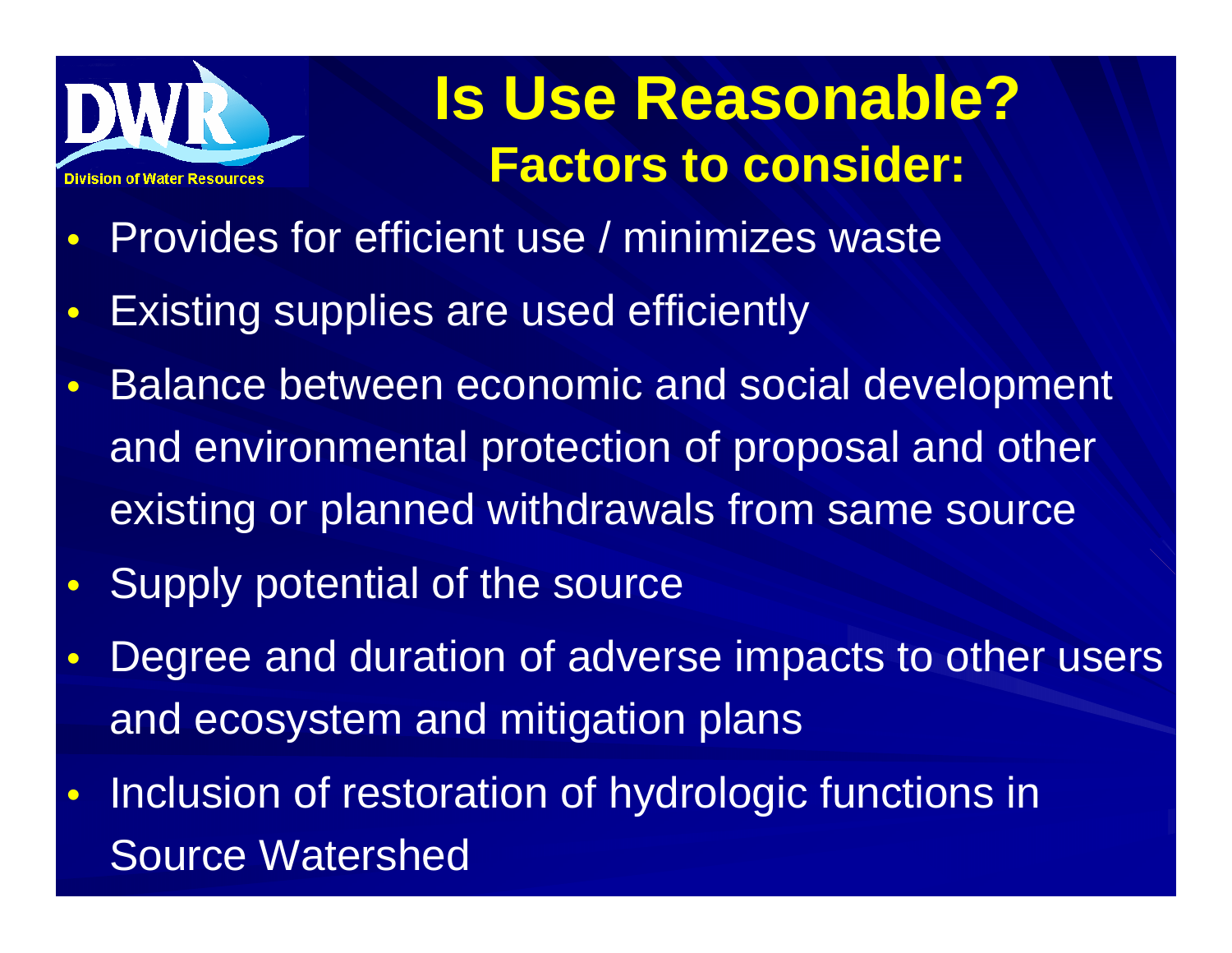# Is Use Reasonable?
## Factors to consider:

- Provides for efficient use / minimizes waste
- Existing supplies are used efficiently
- Balance between economic and social development and environmental protection of proposal and other existing or planned withdrawals from same source
- Supply potential of the source
- Degree and duration of adverse impacts to other users and ecosystem and mitigation plans
- Inclusion of restoration of hydrologic functions in Source Watershed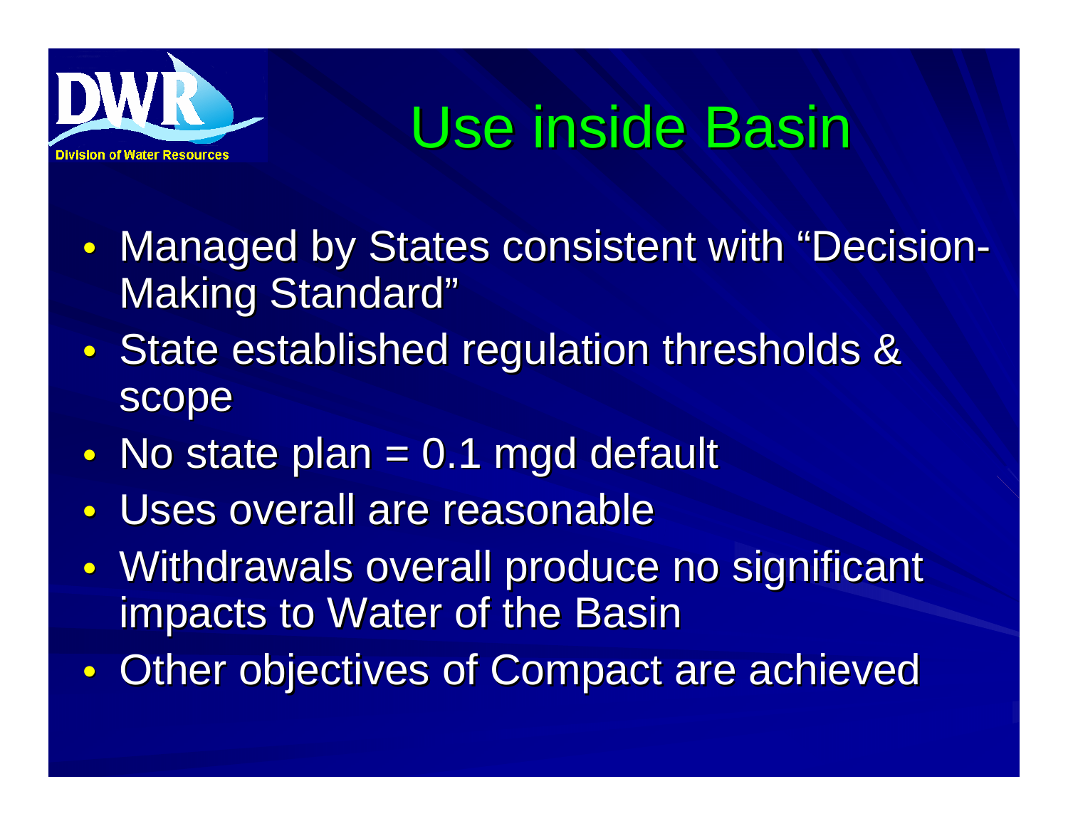# Use inside Basin

- Managed by States consistent with "Decision-Making Standard"
- State established regulation thresholds & scope
- No state plan = 0.1 mgd default
- Uses overall are reasonable
- Withdrawals overall produce no significant impacts to Water of the Basin
- Other objectives of Compact are achieved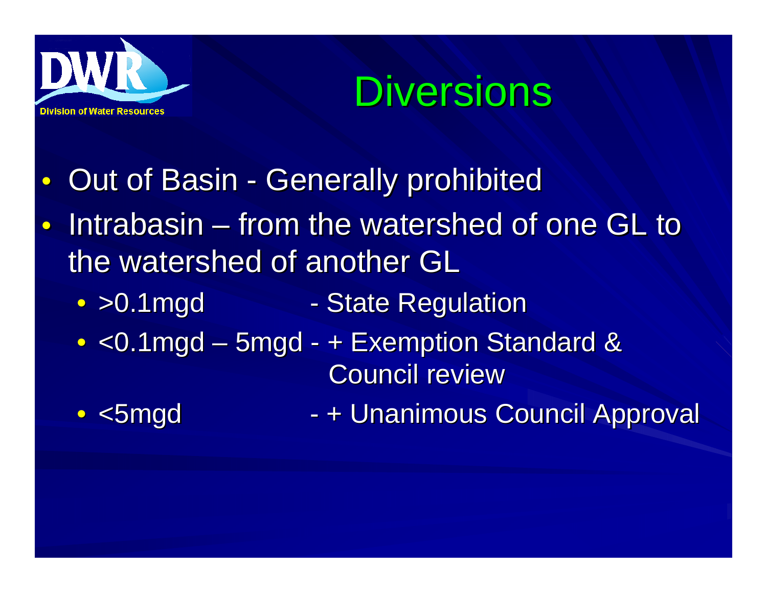Division of Water Resources

# Diversions

- Out of Basin - Generally prohibited
- Intrabasin – from the watershed of one GL to the watershed of another GL
  - >0.1mgd - State Regulation
  - <0.1mgd – 5mgd - + Exemption Standard & Council review
  - <5mgd - + Unanimous Council Approval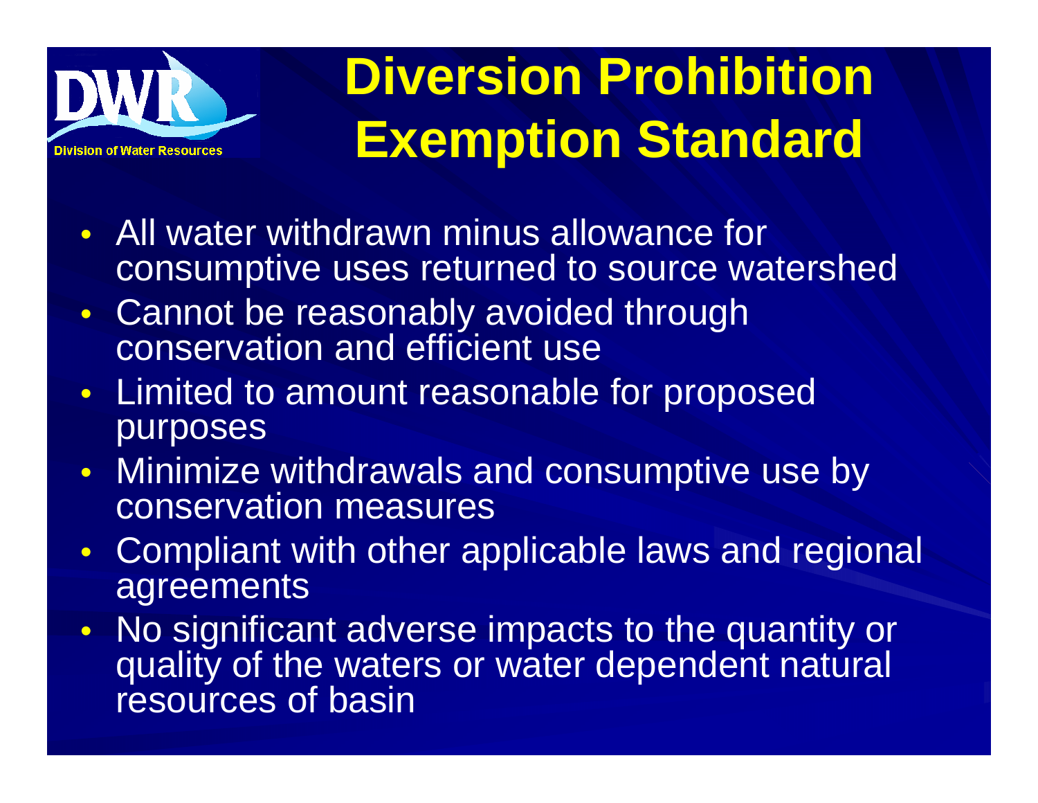# Diversion Prohibition Exemption Standard

- All water withdrawn minus allowance for consumptive uses returned to source watershed
- Cannot be reasonably avoided through conservation and efficient use
- Limited to amount reasonable for proposed purposes
- Minimize withdrawals and consumptive use by conservation measures
- Compliant with other applicable laws and regional agreements
- No significant adverse impacts to the quantity or quality of the waters or water dependent natural resources of basin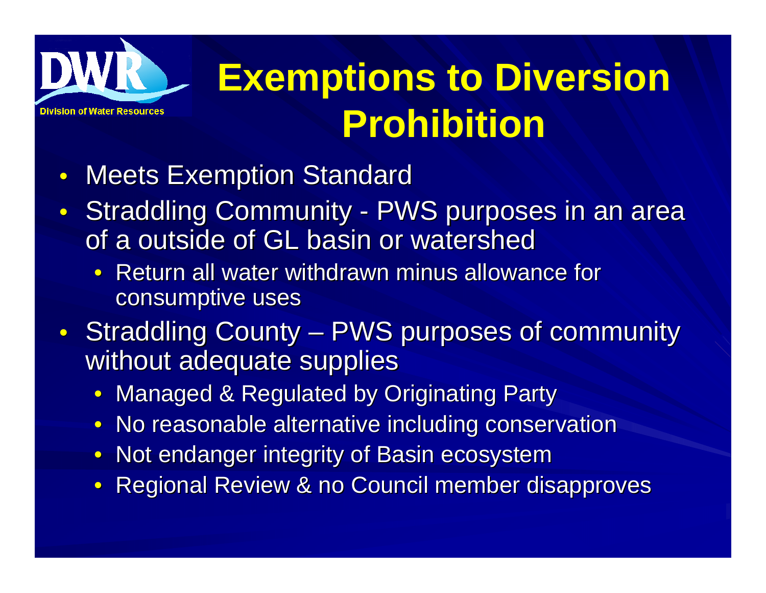# Exemptions to Diversion Prohibition

- Meets Exemption Standard
- Straddling Community - PWS purposes in an area of a outside of GL basin or watershed
  - Return all water withdrawn minus allowance for consumptive uses
- Straddling County – PWS purposes of community without adequate supplies
  - Managed & Regulated by Originating Party
  - No reasonable alternative including conservation
  - Not endanger integrity of Basin ecosystem
  - Regional Review & no Council member disapproves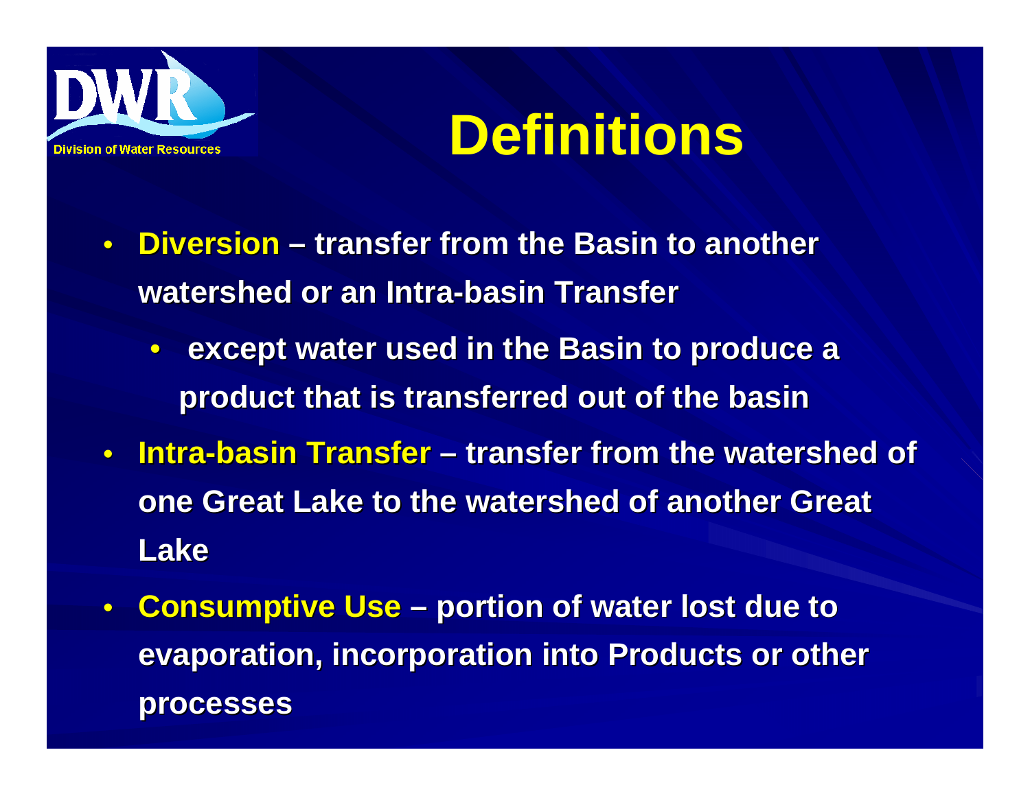# Definitions

- **Diversion – transfer from the Basin to another watershed or an Intra-basin Transfer**
  - **except water used in the Basin to produce a product that is transferred out of the basin**
- **Intra-basin Transfer – transfer from the watershed of one Great Lake to the watershed of another Great Lake**
- **Consumptive Use – portion of water lost due to evaporation, incorporation into Products or other processes**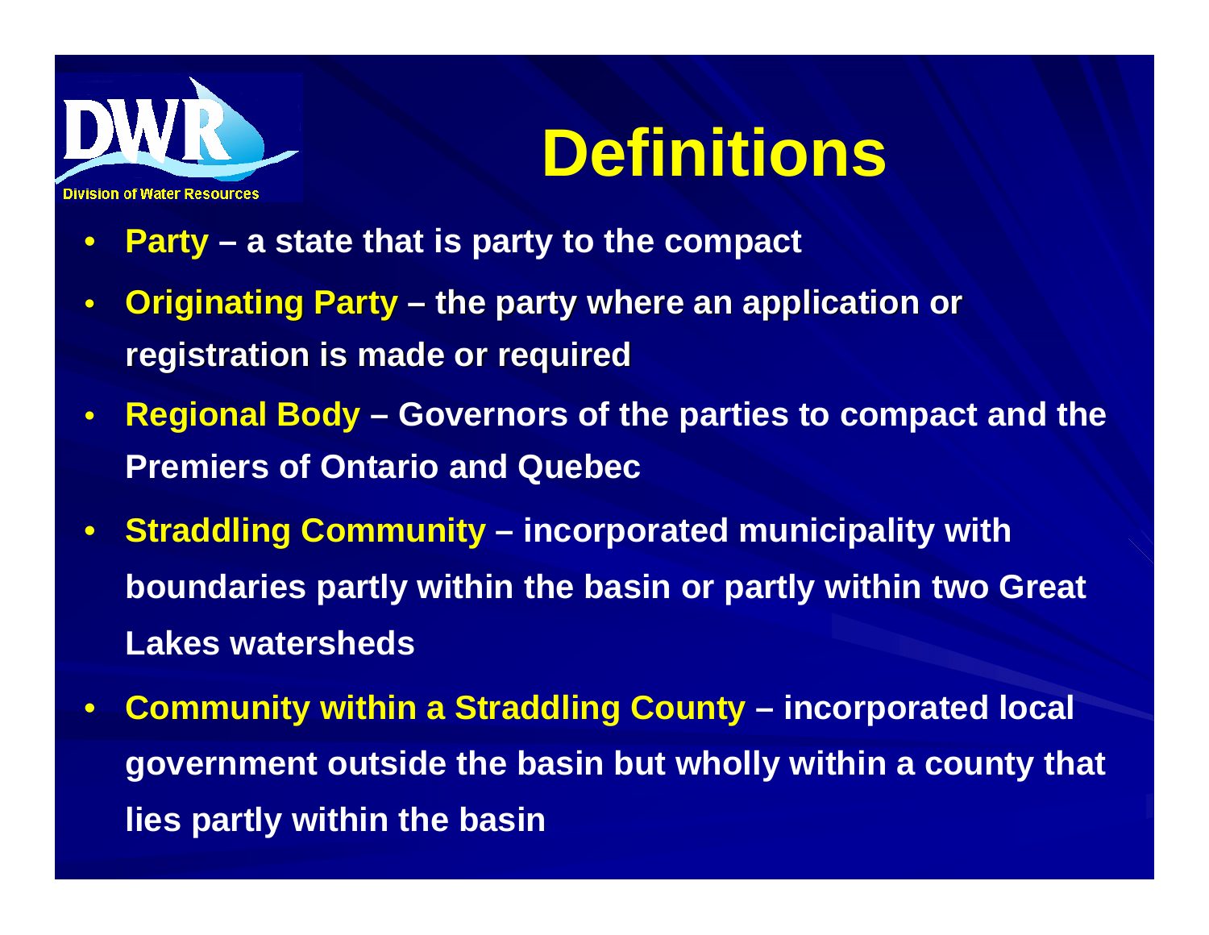Division of Water Resources

# Definitions

- **Party** – a state that is party to the compact
- **Originating Party** – the party where an application or registration is made or required
- **Regional Body** – Governors of the parties to compact and the Premiers of Ontario and Quebec
- **Straddling Community** – incorporated municipality with boundaries partly within the basin or partly within two Great Lakes watersheds
- **Community within a Straddling County** – incorporated local government outside the basin but wholly within a county that lies partly within the basin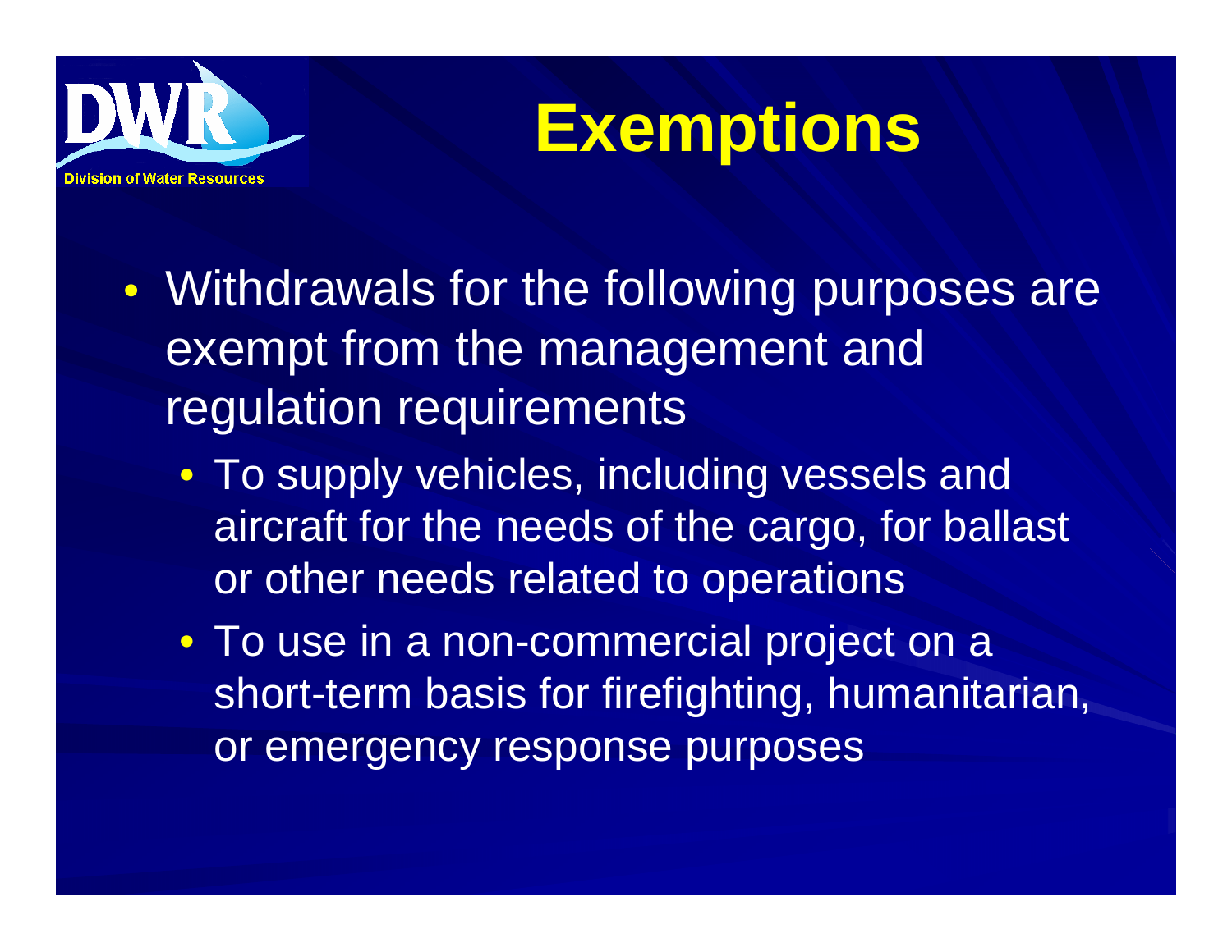# Exemptions

- Withdrawals for the following purposes are exempt from the management and regulation requirements
  - To supply vehicles, including vessels and aircraft for the needs of the cargo, for ballast or other needs related to operations
  - To use in a non-commercial project on a short-term basis for firefighting, humanitarian, or emergency response purposes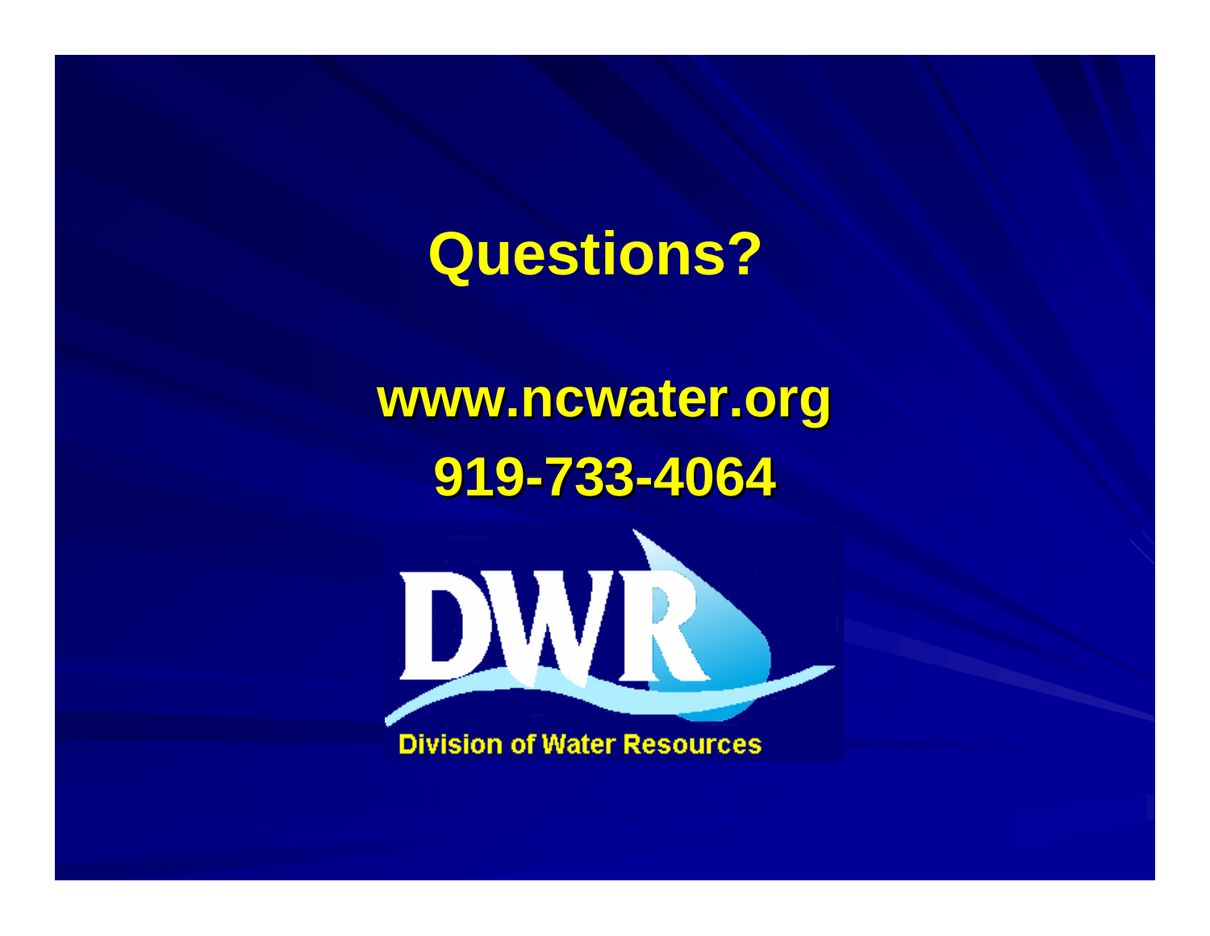# Questions?

**www.ncwater.org**

**919-733-4064**

DWR

Division of Water Resources